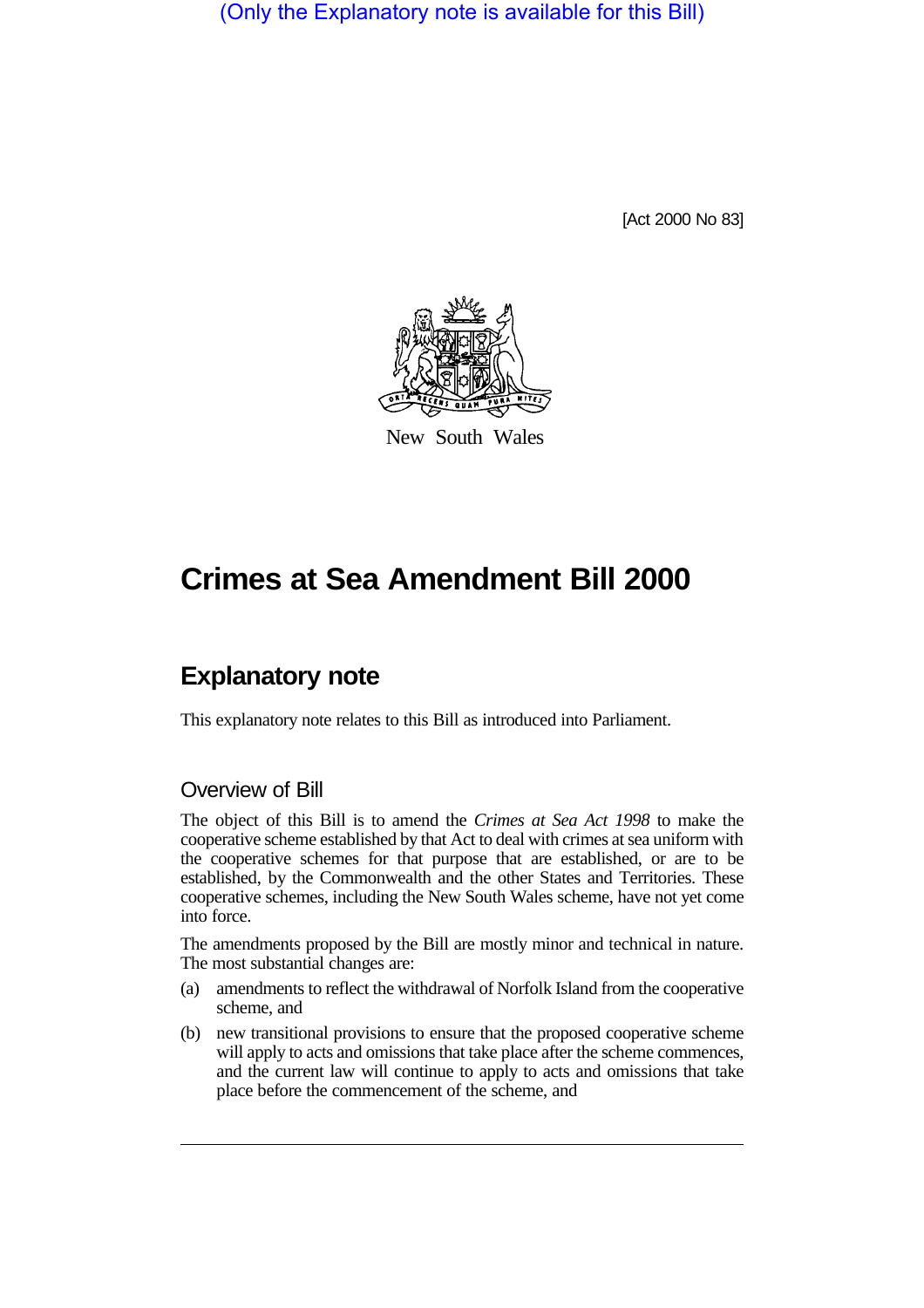(Only the Explanatory note is available for this Bill)

[Act 2000 No 83]

New South Wales

# Crimes at Sea Amendment Bill 2000

## Explanatory note

This explanatory note relates to this Bill as introduced into Parliament.

### Overview of Bill

The object of this Bill is to amend the *Crimes at Sea Act 1998* to make the cooperative scheme established by that Act to deal with crimes at sea uniform with the cooperative schemes for that purpose that are established, or are to be established, by the Commonwealth and the other States and Territories. These cooperative schemes, including the New South Wales scheme, have not yet come into force.

The amendments proposed by the Bill are mostly minor and technical in nature. The most substantial changes are:

(a) amendments to reflect the withdrawal of Norfolk Island from the cooperative scheme, and

(b) new transitional provisions to ensure that the proposed cooperative scheme will apply to acts and omissions that take place after the scheme commences, and the current law will continue to apply to acts and omissions that take place before the commencement of the scheme, and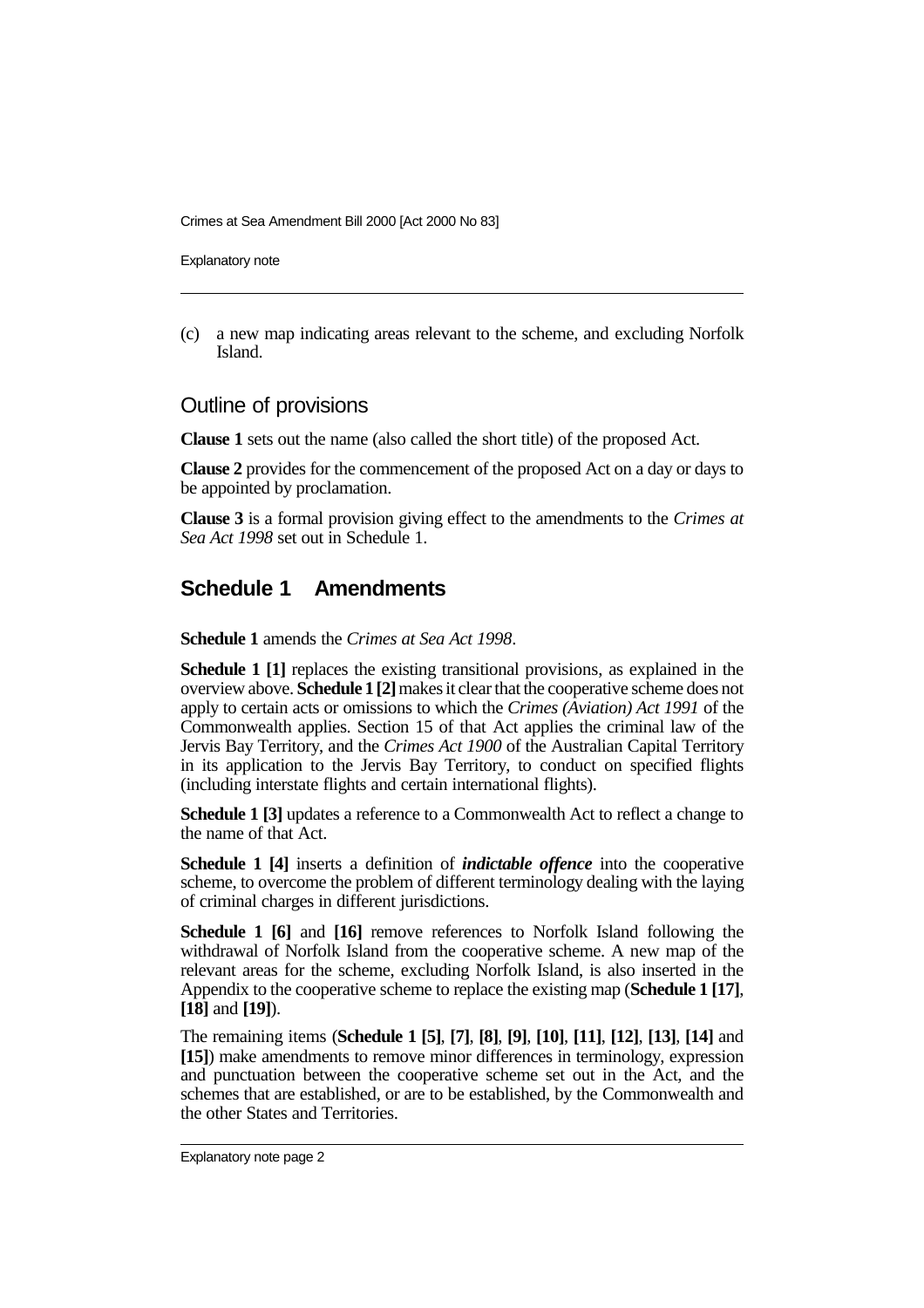(c) a new map indicating areas relevant to the scheme, and excluding Norfolk Island.

## Outline of provisions

**Clause 1** sets out the name (also called the short title) of the proposed Act.

**Clause 2** provides for the commencement of the proposed Act on a day or days to be appointed by proclamation.

**Clause 3** is a formal provision giving effect to the amendments to the *Crimes at Sea Act 1998* set out in Schedule 1.

## Schedule 1 Amendments

**Schedule 1** amends the *Crimes at Sea Act 1998*.

**Schedule 1 [1]** replaces the existing transitional provisions, as explained in the overview above. **Schedule 1 [2]** makes it clear that the cooperative scheme does not apply to certain acts or omissions to which the *Crimes (Aviation) Act 1991* of the Commonwealth applies. Section 15 of that Act applies the criminal law of the Jervis Bay Territory, and the *Crimes Act 1900* of the Australian Capital Territory in its application to the Jervis Bay Territory, to conduct on specified flights (including interstate flights and certain international flights).

**Schedule 1 [3]** updates a reference to a Commonwealth Act to reflect a change to the name of that Act.

**Schedule 1 [4]** inserts a definition of ***indictable offence*** into the cooperative scheme, to overcome the problem of different terminology dealing with the laying of criminal charges in different jurisdictions.

**Schedule 1 [6]** and **[16]** remove references to Norfolk Island following the withdrawal of Norfolk Island from the cooperative scheme. A new map of the relevant areas for the scheme, excluding Norfolk Island, is also inserted in the Appendix to the cooperative scheme to replace the existing map (**Schedule 1 [17]**, **[18]** and **[19]**).

The remaining items (**Schedule 1 [5]**, **[7]**, **[8]**, **[9]**, **[10]**, **[11]**, **[12]**, **[13]**, **[14]** and **[15]**) make amendments to remove minor differences in terminology, expression and punctuation between the cooperative scheme set out in the Act, and the schemes that are established, or are to be established, by the Commonwealth and the other States and Territories.